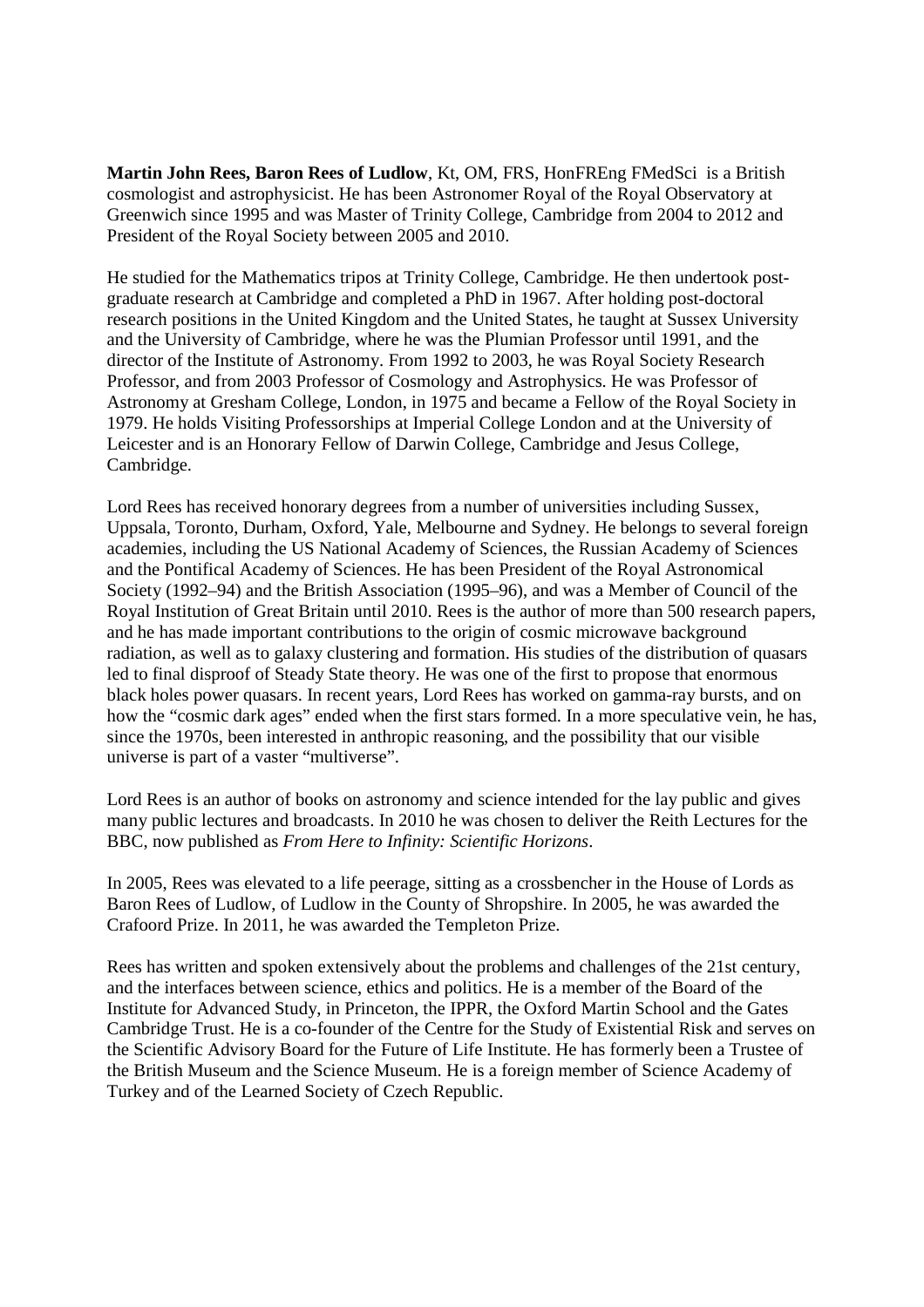**Martin John Rees, Baron Rees of Ludlow**, Kt, OM, FRS, HonFREng FMedSci is a British cosmologist and astrophysicist. He has been Astronomer Royal of the Royal Observatory at Greenwich since 1995 and was Master of Trinity College, Cambridge from 2004 to 2012 and President of the Royal Society between 2005 and 2010.

He studied for the Mathematics tripos at Trinity College, Cambridge. He then undertook post-graduate research at Cambridge and completed a PhD in 1967. After holding post-doctoral research positions in the United Kingdom and the United States, he taught at Sussex University and the University of Cambridge, where he was the Plumian Professor until 1991, and the director of the Institute of Astronomy. From 1992 to 2003, he was Royal Society Research Professor, and from 2003 Professor of Cosmology and Astrophysics. He was Professor of Astronomy at Gresham College, London, in 1975 and became a Fellow of the Royal Society in 1979. He holds Visiting Professorships at Imperial College London and at the University of Leicester and is an Honorary Fellow of Darwin College, Cambridge and Jesus College, Cambridge.

Lord Rees has received honorary degrees from a number of universities including Sussex, Uppsala, Toronto, Durham, Oxford, Yale, Melbourne and Sydney. He belongs to several foreign academies, including the US National Academy of Sciences, the Russian Academy of Sciences and the Pontifical Academy of Sciences. He has been President of the Royal Astronomical Society (1992–94) and the British Association (1995–96), and was a Member of Council of the Royal Institution of Great Britain until 2010. Rees is the author of more than 500 research papers, and he has made important contributions to the origin of cosmic microwave background radiation, as well as to galaxy clustering and formation. His studies of the distribution of quasars led to final disproof of Steady State theory. He was one of the first to propose that enormous black holes power quasars. In recent years, Lord Rees has worked on gamma-ray bursts, and on how the "cosmic dark ages" ended when the first stars formed. In a more speculative vein, he has, since the 1970s, been interested in anthropic reasoning, and the possibility that our visible universe is part of a vaster "multiverse".

Lord Rees is an author of books on astronomy and science intended for the lay public and gives many public lectures and broadcasts. In 2010 he was chosen to deliver the Reith Lectures for the BBC, now published as *From Here to Infinity: Scientific Horizons*.

In 2005, Rees was elevated to a life peerage, sitting as a crossbencher in the House of Lords as Baron Rees of Ludlow, of Ludlow in the County of Shropshire. In 2005, he was awarded the Crafoord Prize. In 2011, he was awarded the Templeton Prize.

Rees has written and spoken extensively about the problems and challenges of the 21st century, and the interfaces between science, ethics and politics. He is a member of the Board of the Institute for Advanced Study, in Princeton, the IPPR, the Oxford Martin School and the Gates Cambridge Trust. He is a co-founder of the Centre for the Study of Existential Risk and serves on the Scientific Advisory Board for the Future of Life Institute. He has formerly been a Trustee of the British Museum and the Science Museum. He is a foreign member of Science Academy of Turkey and of the Learned Society of Czech Republic.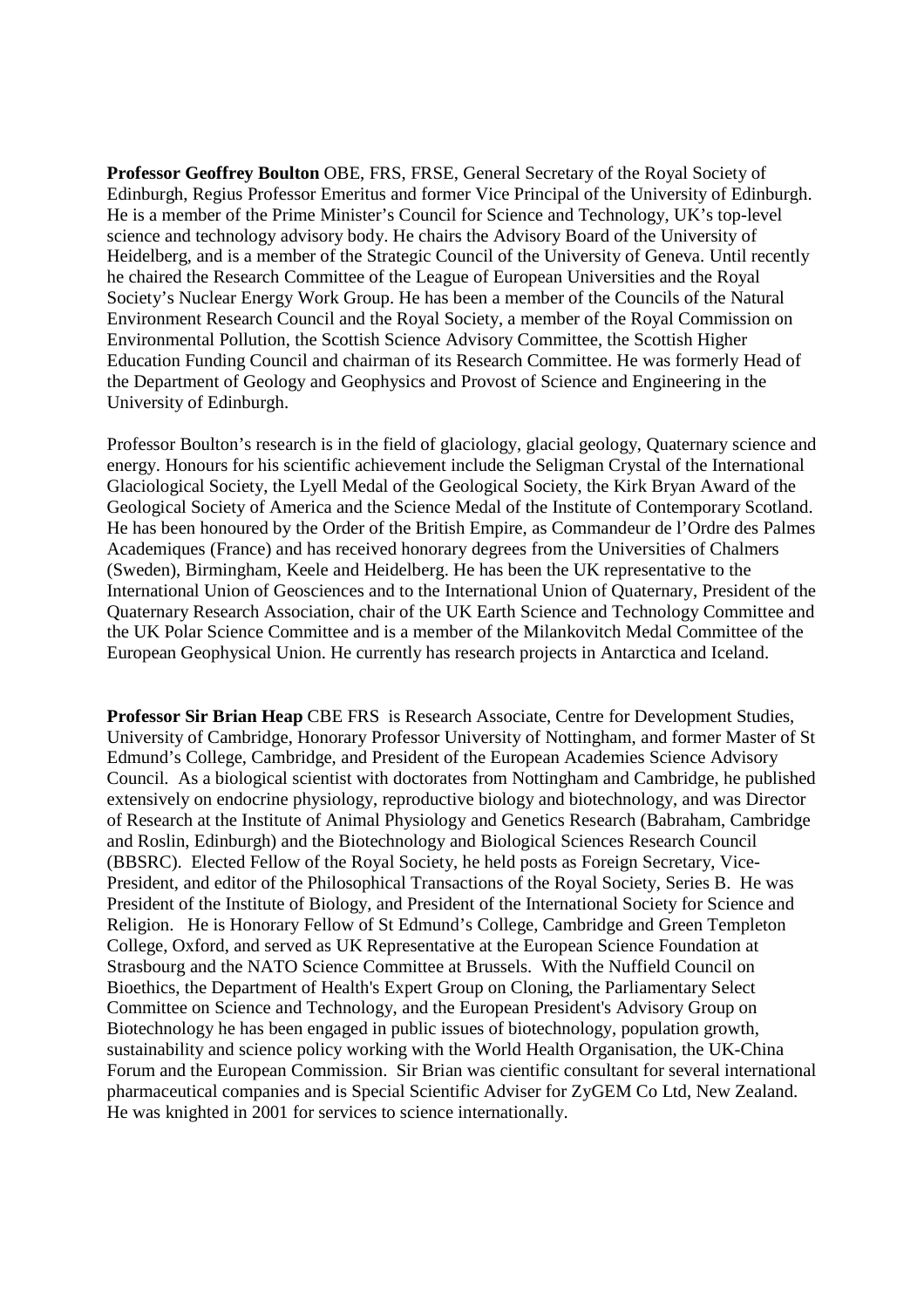**Professor Geoffrey Boulton** OBE, FRS, FRSE, General Secretary of the Royal Society of Edinburgh, Regius Professor Emeritus and former Vice Principal of the University of Edinburgh. He is a member of the Prime Minister's Council for Science and Technology, UK's top-level science and technology advisory body. He chairs the Advisory Board of the University of Heidelberg, and is a member of the Strategic Council of the University of Geneva. Until recently he chaired the Research Committee of the League of European Universities and the Royal Society's Nuclear Energy Work Group. He has been a member of the Councils of the Natural Environment Research Council and the Royal Society, a member of the Royal Commission on Environmental Pollution, the Scottish Science Advisory Committee, the Scottish Higher Education Funding Council and chairman of its Research Committee. He was formerly Head of the Department of Geology and Geophysics and Provost of Science and Engineering in the University of Edinburgh.

Professor Boulton's research is in the field of glaciology, glacial geology, Quaternary science and energy. Honours for his scientific achievement include the Seligman Crystal of the International Glaciological Society, the Lyell Medal of the Geological Society, the Kirk Bryan Award of the Geological Society of America and the Science Medal of the Institute of Contemporary Scotland. He has been honoured by the Order of the British Empire, as Commandeur de l'Ordre des Palmes Academiques (France) and has received honorary degrees from the Universities of Chalmers (Sweden), Birmingham, Keele and Heidelberg. He has been the UK representative to the International Union of Geosciences and to the International Union of Quaternary, President of the Quaternary Research Association, chair of the UK Earth Science and Technology Committee and the UK Polar Science Committee and is a member of the Milankovitch Medal Committee of the European Geophysical Union. He currently has research projects in Antarctica and Iceland.

**Professor Sir Brian Heap** CBE FRS is Research Associate, Centre for Development Studies, University of Cambridge, Honorary Professor University of Nottingham, and former Master of St Edmund's College, Cambridge, and President of the European Academies Science Advisory Council. As a biological scientist with doctorates from Nottingham and Cambridge, he published extensively on endocrine physiology, reproductive biology and biotechnology, and was Director of Research at the Institute of Animal Physiology and Genetics Research (Babraham, Cambridge and Roslin, Edinburgh) and the Biotechnology and Biological Sciences Research Council (BBSRC). Elected Fellow of the Royal Society, he held posts as Foreign Secretary, Vice-President, and editor of the Philosophical Transactions of the Royal Society, Series B. He was President of the Institute of Biology, and President of the International Society for Science and Religion. He is Honorary Fellow of St Edmund's College, Cambridge and Green Templeton College, Oxford, and served as UK Representative at the European Science Foundation at Strasbourg and the NATO Science Committee at Brussels. With the Nuffield Council on Bioethics, the Department of Health's Expert Group on Cloning, the Parliamentary Select Committee on Science and Technology, and the European President's Advisory Group on Biotechnology he has been engaged in public issues of biotechnology, population growth, sustainability and science policy working with the World Health Organisation, the UK-China Forum and the European Commission. Sir Brian was cientific consultant for several international pharmaceutical companies and is Special Scientific Adviser for ZyGEM Co Ltd, New Zealand. He was knighted in 2001 for services to science internationally.